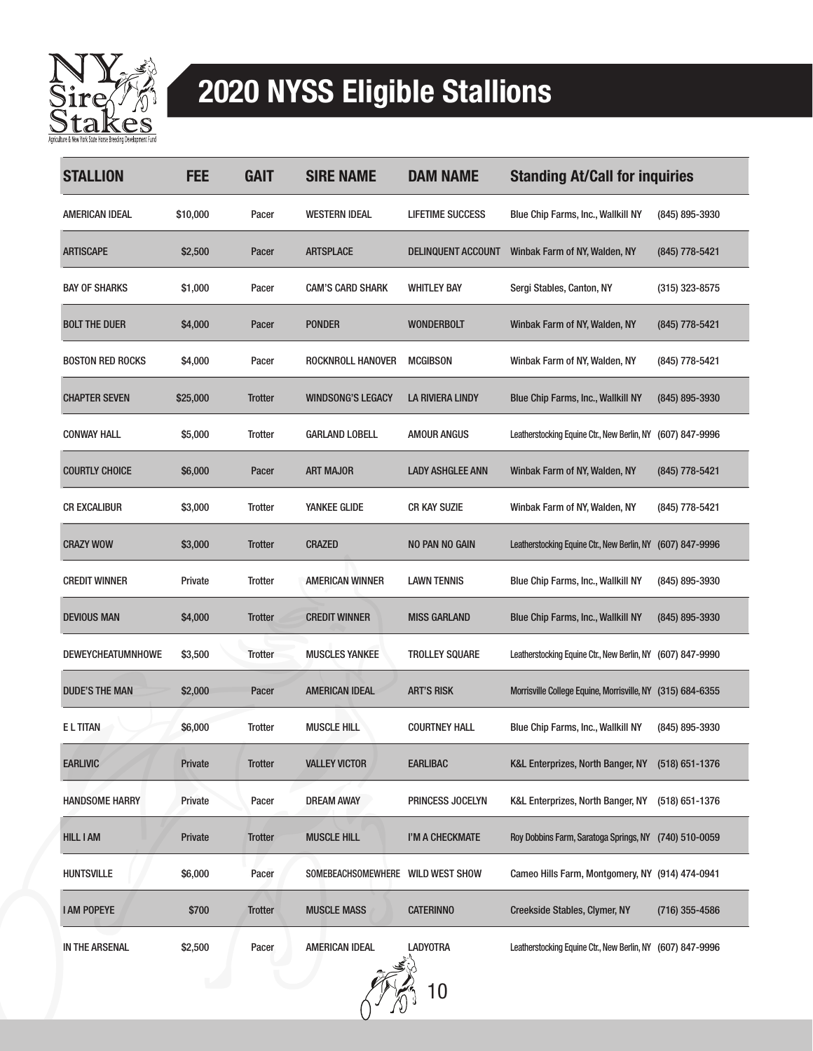# 2020 NYSS Eligible Stallions

| STALLION | FEE | GAIT | SIRE NAME | DAM NAME | Standing At/Call for inquiries | |
|---|---|---|---|---|---|---|
| AMERICAN IDEAL | $10,000 | Pacer | WESTERN IDEAL | LIFETIME SUCCESS | Blue Chip Farms, Inc., Wallkill NY | (845) 895-3930 |
| ARTISCAPE | $2,500 | Pacer | ARTSPLACE | DELINQUENT ACCOUNT | Winbak Farm of NY, Walden, NY | (845) 778-5421 |
| BAY OF SHARKS | $1,000 | Pacer | CAM'S CARD SHARK | WHITLEY BAY | Sergi Stables, Canton, NY | (315) 323-8575 |
| BOLT THE DUER | $4,000 | Pacer | PONDER | WONDERBOLT | Winbak Farm of NY, Walden, NY | (845) 778-5421 |
| BOSTON RED ROCKS | $4,000 | Pacer | ROCKNROLL HANOVER | MCGIBSON | Winbak Farm of NY, Walden, NY | (845) 778-5421 |
| CHAPTER SEVEN | $25,000 | Trotter | WINDSONG'S LEGACY | LA RIVIERA LINDY | Blue Chip Farms, Inc., Wallkill NY | (845) 895-3930 |
| CONWAY HALL | $5,000 | Trotter | GARLAND LOBELL | AMOUR ANGUS | Leatherstocking Equine Ctr., New Berlin, NY | (607) 847-9996 |
| COURTLY CHOICE | $6,000 | Pacer | ART MAJOR | LADY ASHGLEE ANN | Winbak Farm of NY, Walden, NY | (845) 778-5421 |
| CR EXCALIBUR | $3,000 | Trotter | YANKEE GLIDE | CR KAY SUZIE | Winbak Farm of NY, Walden, NY | (845) 778-5421 |
| CRAZY WOW | $3,000 | Trotter | CRAZED | NO PAN NO GAIN | Leatherstocking Equine Ctr., New Berlin, NY | (607) 847-9996 |
| CREDIT WINNER | Private | Trotter | AMERICAN WINNER | LAWN TENNIS | Blue Chip Farms, Inc., Wallkill NY | (845) 895-3930 |
| DEVIOUS MAN | $4,000 | Trotter | CREDIT WINNER | MISS GARLAND | Blue Chip Farms, Inc., Wallkill NY | (845) 895-3930 |
| DEWEYCHEATUMNHOWE | $3,500 | Trotter | MUSCLES YANKEE | TROLLEY SQUARE | Leatherstocking Equine Ctr., New Berlin, NY | (607) 847-9990 |
| DUDE'S THE MAN | $2,000 | Pacer | AMERICAN IDEAL | ART'S RISK | Morrisville College Equine, Morrisville, NY | (315) 684-6355 |
| E L TITAN | $6,000 | Trotter | MUSCLE HILL | COURTNEY HALL | Blue Chip Farms, Inc., Wallkill NY | (845) 895-3930 |
| EARLIVIC | Private | Trotter | VALLEY VICTOR | EARLIBAC | K&L Enterprizes, North Banger, NY | (518) 651-1376 |
| HANDSOME HARRY | Private | Pacer | DREAM AWAY | PRINCESS JOCELYN | K&L Enterprizes, North Banger, NY | (518) 651-1376 |
| HILL I AM | Private | Trotter | MUSCLE HILL | I'M A CHECKMATE | Roy Dobbins Farm, Saratoga Springs, NY | (740) 510-0059 |
| HUNTSVILLE | $6,000 | Pacer | SOMEBEACHSOMEWHERE | WILD WEST SHOW | Cameo Hills Farm, Montgomery, NY | (914) 474-0941 |
| I AM POPEYE | $700 | Trotter | MUSCLE MASS | CATERINNO | Creekside Stables, Clymer, NY | (716) 355-4586 |
| IN THE ARSENAL | $2,500 | Pacer | AMERICAN IDEAL | LADYOTRA | Leatherstocking Equine Ctr., New Berlin, NY | (607) 847-9996 |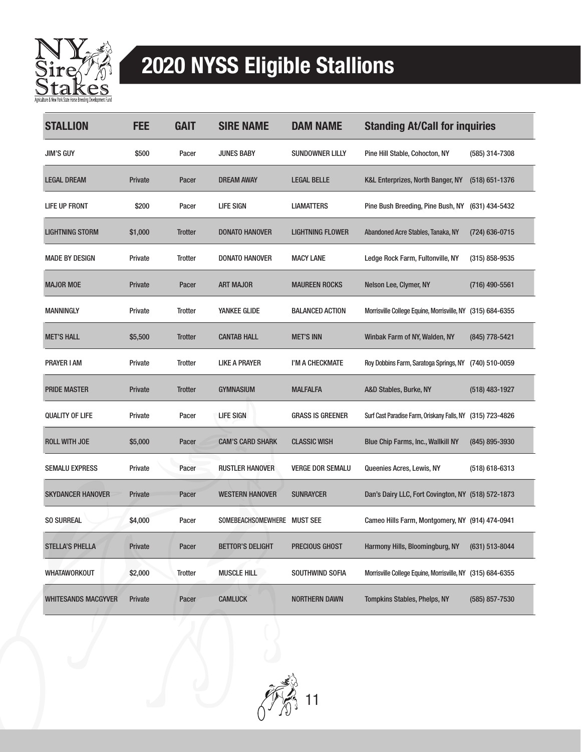# 2020 NYSS Eligible Stallions

| STALLION | FEE | GAIT | SIRE NAME | DAM NAME | Standing At/Call for inquiries | |
|---|---|---|---|---|---|---|
| JIM'S GUY | $500 | Pacer | JUNES BABY | SUNDOWNER LILLY | Pine Hill Stable, Cohocton, NY | (585) 314-7308 |
| LEGAL DREAM | Private | Pacer | DREAM AWAY | LEGAL BELLE | K&L Enterprizes, North Banger, NY | (518) 651-1376 |
| LIFE UP FRONT | $200 | Pacer | LIFE SIGN | LIAMATTERS | Pine Bush Breeding, Pine Bush, NY | (631) 434-5432 |
| LIGHTNING STORM | $1,000 | Trotter | DONATO HANOVER | LIGHTNING FLOWER | Abandoned Acre Stables, Tanaka, NY | (724) 636-0715 |
| MADE BY DESIGN | Private | Trotter | DONATO HANOVER | MACY LANE | Ledge Rock Farm, Fultonville, NY | (315) 858-9535 |
| MAJOR MOE | Private | Pacer | ART MAJOR | MAUREEN ROCKS | Nelson Lee, Clymer, NY | (716) 490-5561 |
| MANNINGLY | Private | Trotter | YANKEE GLIDE | BALANCED ACTION | Morrisville College Equine, Morrisville, NY | (315) 684-6355 |
| MET'S HALL | $5,500 | Trotter | CANTAB HALL | MET'S INN | Winbak Farm of NY, Walden, NY | (845) 778-5421 |
| PRAYER I AM | Private | Trotter | LIKE A PRAYER | I'M A CHECKMATE | Roy Dobbins Farm, Saratoga Springs, NY | (740) 510-0059 |
| PRIDE MASTER | Private | Trotter | GYMNASIUM | MALFALFA | A&D Stables, Burke, NY | (518) 483-1927 |
| QUALITY OF LIFE | Private | Pacer | LIFE SIGN | GRASS IS GREENER | Surf Cast Paradise Farm, Oriskany Falls, NY | (315) 723-4826 |
| ROLL WITH JOE | $5,000 | Pacer | CAM'S CARD SHARK | CLASSIC WISH | Blue Chip Farms, Inc., Wallkill NY | (845) 895-3930 |
| SEMALU EXPRESS | Private | Pacer | RUSTLER HANOVER | VERGE DOR SEMALU | Queenies Acres, Lewis, NY | (518) 618-6313 |
| SKYDANCER HANOVER | Private | Pacer | WESTERN HANOVER | SUNRAYCER | Dan's Dairy LLC, Fort Covington, NY | (518) 572-1873 |
| SO SURREAL | $4,000 | Pacer | SOMEBEACHSOMEWHERE | MUST SEE | Cameo Hills Farm, Montgomery, NY | (914) 474-0941 |
| STELLA'S PHELLA | Private | Pacer | BETTOR'S DELIGHT | PRECIOUS GHOST | Harmony Hills, Bloomingburg, NY | (631) 513-8044 |
| WHATAWORKOUT | $2,000 | Trotter | MUSCLE HILL | SOUTHWIND SOFIA | Morrisville College Equine, Morrisville, NY | (315) 684-6355 |
| WHITESANDS MACGYVER | Private | Pacer | CAMLUCK | NORTHERN DAWN | Tompkins Stables, Phelps, NY | (585) 857-7530 |